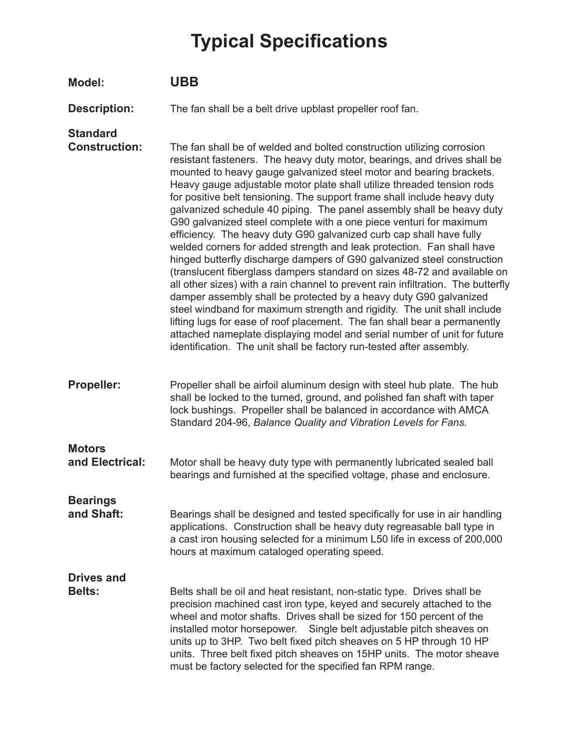# Typical Specifications

**Model:** **UBB**

**Description:** The fan shall be a belt drive upblast propeller roof fan.

**Standard Construction:** The fan shall be of welded and bolted construction utilizing corrosion resistant fasteners. The heavy duty motor, bearings, and drives shall be mounted to heavy gauge galvanized steel motor and bearing brackets. Heavy gauge adjustable motor plate shall utilize threaded tension rods for positive belt tensioning. The support frame shall include heavy duty galvanized schedule 40 piping. The panel assembly shall be heavy duty G90 galvanized steel complete with a one piece venturi for maximum efficiency. The heavy duty G90 galvanized curb cap shall have fully welded corners for added strength and leak protection. Fan shall have hinged butterfly discharge dampers of G90 galvanized steel construction (translucent fiberglass dampers standard on sizes 48-72 and available on all other sizes) with a rain channel to prevent rain infiltration. The butterfly damper assembly shall be protected by a heavy duty G90 galvanized steel windband for maximum strength and rigidity. The unit shall include lifting lugs for ease of roof placement. The fan shall bear a permanently attached nameplate displaying model and serial number of unit for future identification. The unit shall be factory run-tested after assembly.

**Propeller:** Propeller shall be airfoil aluminum design with steel hub plate. The hub shall be locked to the turned, ground, and polished fan shaft with taper lock bushings. Propeller shall be balanced in accordance with AMCA Standard 204-96, *Balance Quality and Vibration Levels for Fans.*

**Motors and Electrical:** Motor shall be heavy duty type with permanently lubricated sealed ball bearings and furnished at the specified voltage, phase and enclosure.

**Bearings and Shaft:** Bearings shall be designed and tested specifically for use in air handling applications. Construction shall be heavy duty regreasable ball type in a cast iron housing selected for a minimum L50 life in excess of 200,000 hours at maximum cataloged operating speed.

**Drives and Belts:** Belts shall be oil and heat resistant, non-static type. Drives shall be precision machined cast iron type, keyed and securely attached to the wheel and motor shafts. Drives shall be sized for 150 percent of the installed motor horsepower. Single belt adjustable pitch sheaves on units up to 3HP. Two belt fixed pitch sheaves on 5 HP through 10 HP units. Three belt fixed pitch sheaves on 15HP units. The motor sheave must be factory selected for the specified fan RPM range.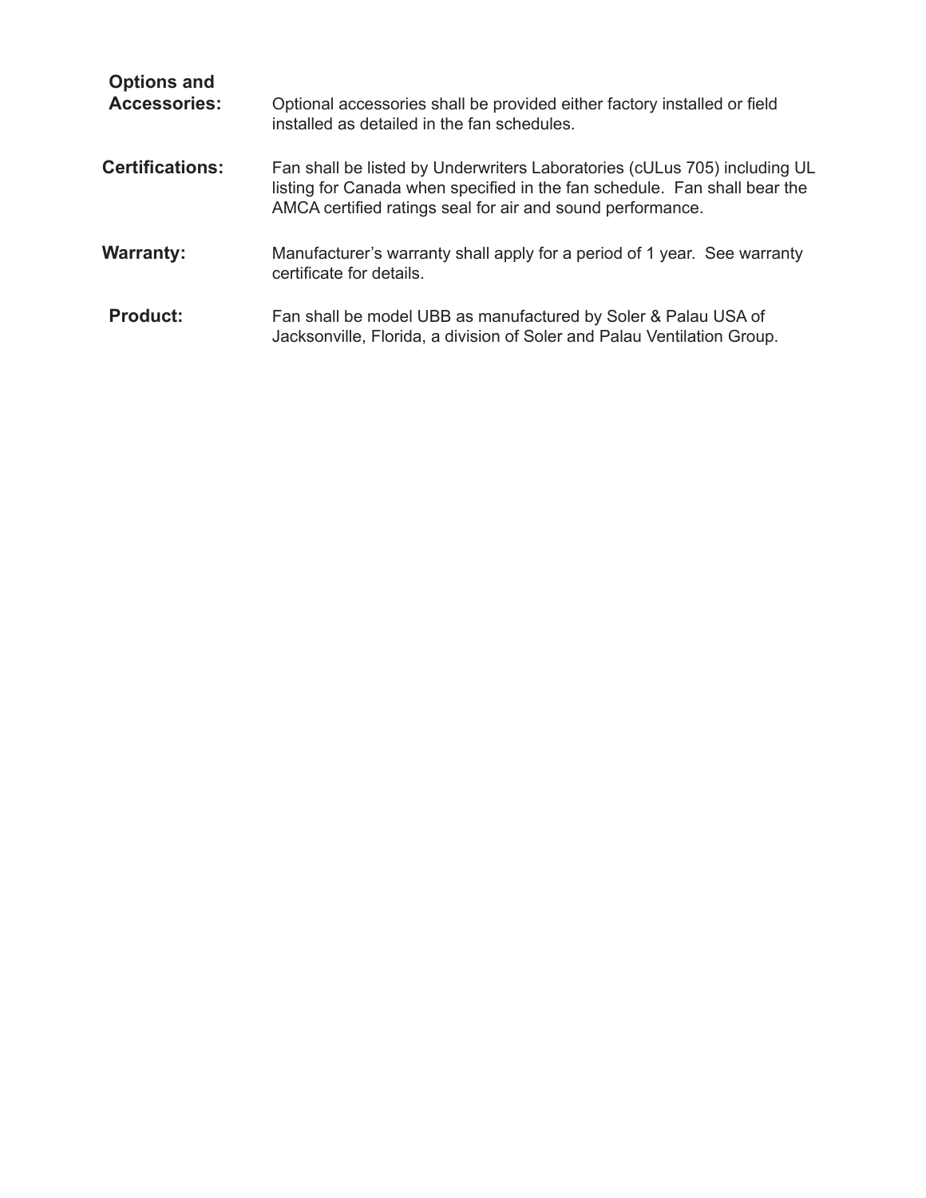**Options and Accessories:** Optional accessories shall be provided either factory installed or field installed as detailed in the fan schedules.

**Certifications:** Fan shall be listed by Underwriters Laboratories (cULus 705) including UL listing for Canada when specified in the fan schedule. Fan shall bear the AMCA certified ratings seal for air and sound performance.

**Warranty:** Manufacturer's warranty shall apply for a period of 1 year. See warranty certificate for details.

**Product:** Fan shall be model UBB as manufactured by Soler & Palau USA of Jacksonville, Florida, a division of Soler and Palau Ventilation Group.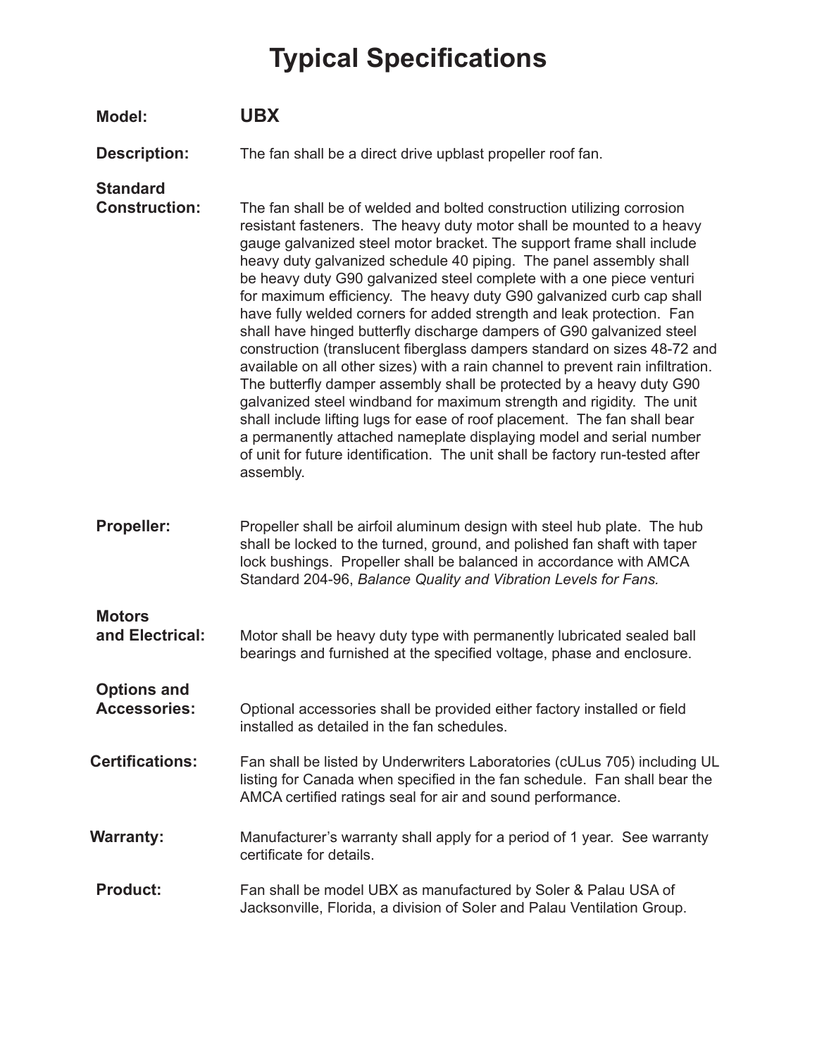# Typical Specifications

**Model:** **UBX**

**Description:** The fan shall be a direct drive upblast propeller roof fan.

**Standard Construction:** The fan shall be of welded and bolted construction utilizing corrosion resistant fasteners. The heavy duty motor shall be mounted to a heavy gauge galvanized steel motor bracket. The support frame shall include heavy duty galvanized schedule 40 piping. The panel assembly shall be heavy duty G90 galvanized steel complete with a one piece venturi for maximum efficiency. The heavy duty G90 galvanized curb cap shall have fully welded corners for added strength and leak protection. Fan shall have hinged butterfly discharge dampers of G90 galvanized steel construction (translucent fiberglass dampers standard on sizes 48-72 and available on all other sizes) with a rain channel to prevent rain infiltration. The butterfly damper assembly shall be protected by a heavy duty G90 galvanized steel windband for maximum strength and rigidity. The unit shall include lifting lugs for ease of roof placement. The fan shall bear a permanently attached nameplate displaying model and serial number of unit for future identification. The unit shall be factory run-tested after assembly.

**Propeller:** Propeller shall be airfoil aluminum design with steel hub plate. The hub shall be locked to the turned, ground, and polished fan shaft with taper lock bushings. Propeller shall be balanced in accordance with AMCA Standard 204-96, *Balance Quality and Vibration Levels for Fans.*

**Motors and Electrical:** Motor shall be heavy duty type with permanently lubricated sealed ball bearings and furnished at the specified voltage, phase and enclosure.

**Options and Accessories:** Optional accessories shall be provided either factory installed or field installed as detailed in the fan schedules.

**Certifications:** Fan shall be listed by Underwriters Laboratories (cULus 705) including UL listing for Canada when specified in the fan schedule. Fan shall bear the AMCA certified ratings seal for air and sound performance.

**Warranty:** Manufacturer's warranty shall apply for a period of 1 year. See warranty certificate for details.

**Product:** Fan shall be model UBX as manufactured by Soler & Palau USA of Jacksonville, Florida, a division of Soler and Palau Ventilation Group.